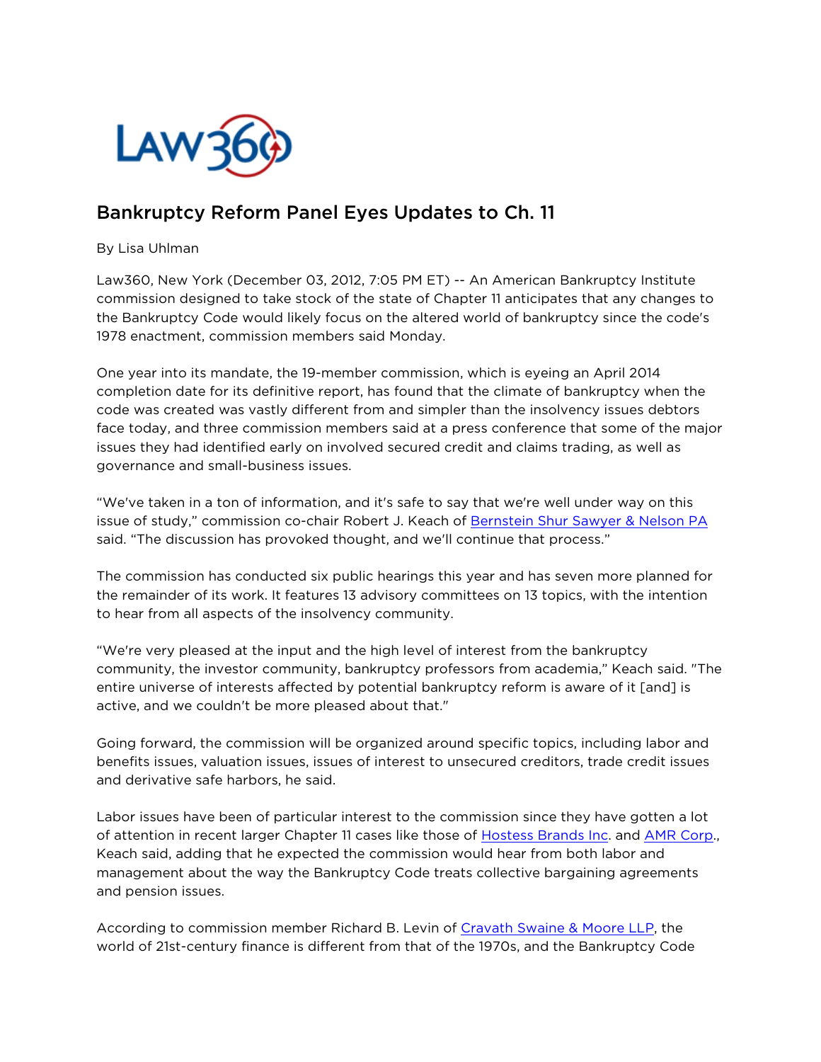# Bankruptcy Reform Panel Eyes Updates to Ch. 11

By Lisa Uhlman

Law360, New York (December 03, 2012, 7:05 PM ET) -- An American Bankruptcy Institute commission designed to take stock of the state of Chapter 11 anticipates that any changes to the Bankruptcy Code would likely focus on the altered world of bankruptcy since the code's 1978 enactment, commission members said Monday.

One year into its mandate, the 19-member commission, which is eyeing an April 2014 completion date for its definitive report, has found that the climate of bankruptcy when the code was created was vastly different from and simpler than the insolvency issues debtors face today, and three commission members said at a press conference that some of the major issues they had identified early on involved secured credit and claims trading, as well as governance and small-business issues.

"We've taken in a ton of information, and it's safe to say that we're well under way on this issue of study," commission co-chair Robert J. Keach of Bernstein Shur Sawyer & Nelson PA said. "The discussion has provoked thought, and we'll continue that process."

The commission has conducted six public hearings this year and has seven more planned for the remainder of its work. It features 13 advisory committees on 13 topics, with the intention to hear from all aspects of the insolvency community.

"We're very pleased at the input and the high level of interest from the bankruptcy community, the investor community, bankruptcy professors from academia," Keach said. "The entire universe of interests affected by potential bankruptcy reform is aware of it [and] is active, and we couldn't be more pleased about that."

Going forward, the commission will be organized around specific topics, including labor and benefits issues, valuation issues, issues of interest to unsecured creditors, trade credit issues and derivative safe harbors, he said.

Labor issues have been of particular interest to the commission since they have gotten a lot of attention in recent larger Chapter 11 cases like those of Hostess Brands Inc. and AMR Corp., Keach said, adding that he expected the commission would hear from both labor and management about the way the Bankruptcy Code treats collective bargaining agreements and pension issues.

According to commission member Richard B. Levin of Cravath Swaine & Moore LLP, the world of 21st-century finance is different from that of the 1970s, and the Bankruptcy Code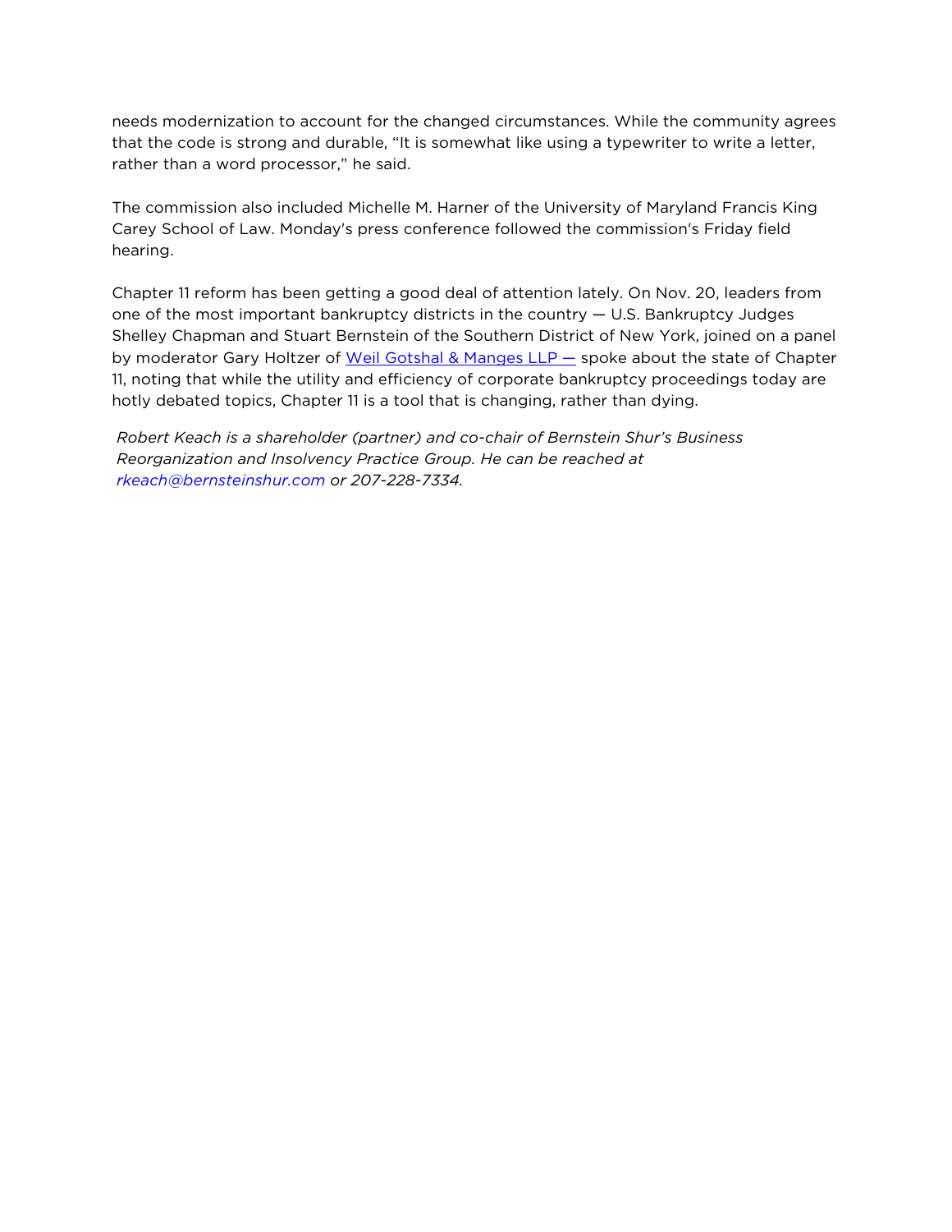needs modernization to account for the changed circumstances. While the community agrees that the code is strong and durable, "It is somewhat like using a typewriter to write a letter, rather than a word processor," he said.

The commission also included Michelle M. Harner of the University of Maryland Francis King Carey School of Law. Monday's press conference followed the commission's Friday field hearing.

Chapter 11 reform has been getting a good deal of attention lately. On Nov. 20, leaders from one of the most important bankruptcy districts in the country — U.S. Bankruptcy Judges Shelley Chapman and Stuart Bernstein of the Southern District of New York, joined on a panel by moderator Gary Holtzer of Weil Gotshal & Manges LLP — spoke about the state of Chapter 11, noting that while the utility and efficiency of corporate bankruptcy proceedings today are hotly debated topics, Chapter 11 is a tool that is changing, rather than dying.

*Robert Keach is a shareholder (partner) and co-chair of Bernstein Shur's Business Reorganization and Insolvency Practice Group. He can be reached at rkeach@bernsteinshur.com or 207-228-7334.*